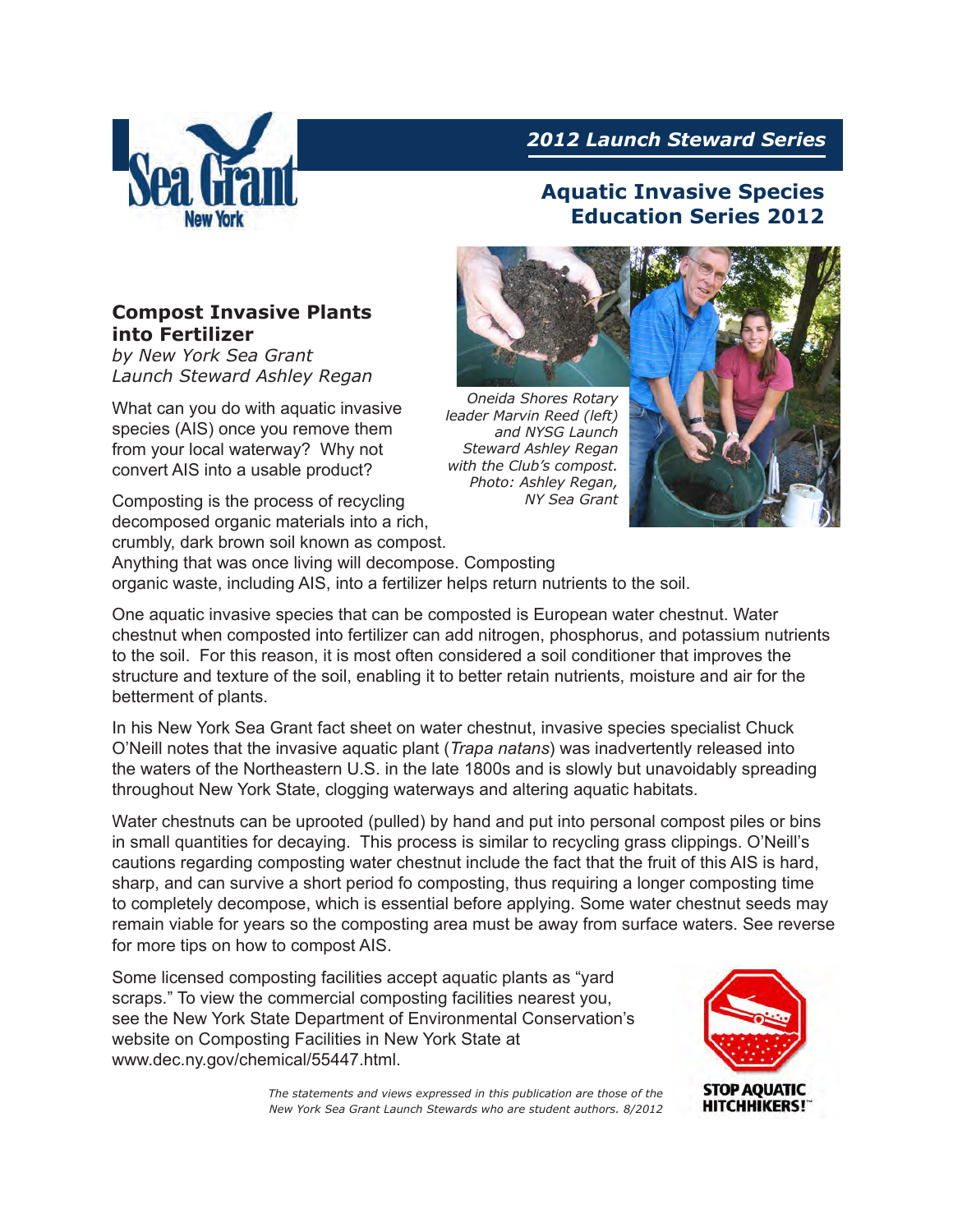*2012 Launch Steward Series*

## Aquatic Invasive Species Education Series 2012

### Compost Invasive Plants into Fertilizer

*by New York Sea Grant Launch Steward Ashley Regan*

What can you do with aquatic invasive species (AIS) once you remove them from your local waterway? Why not convert AIS into a usable product?

*Oneida Shores Rotary leader Marvin Reed (left) and NYSG Launch Steward Ashley Regan with the Club's compost. Photo: Ashley Regan, NY Sea Grant*

Composting is the process of recycling decomposed organic materials into a rich, crumbly, dark brown soil known as compost. Anything that was once living will decompose. Composting organic waste, including AIS, into a fertilizer helps return nutrients to the soil.

One aquatic invasive species that can be composted is European water chestnut. Water chestnut when composted into fertilizer can add nitrogen, phosphorus, and potassium nutrients to the soil. For this reason, it is most often considered a soil conditioner that improves the structure and texture of the soil, enabling it to better retain nutrients, moisture and air for the betterment of plants.

In his New York Sea Grant fact sheet on water chestnut, invasive species specialist Chuck O'Neill notes that the invasive aquatic plant (*Trapa natans*) was inadvertently released into the waters of the Northeastern U.S. in the late 1800s and is slowly but unavoidably spreading throughout New York State, clogging waterways and altering aquatic habitats.

Water chestnuts can be uprooted (pulled) by hand and put into personal compost piles or bins in small quantities for decaying. This process is similar to recycling grass clippings. O'Neill's cautions regarding composting water chestnut include the fact that the fruit of this AIS is hard, sharp, and can survive a short period fo composting, thus requiring a longer composting time to completely decompose, which is essential before applying. Some water chestnut seeds may remain viable for years so the composting area must be away from surface waters. See reverse for more tips on how to compost AIS.

Some licensed composting facilities accept aquatic plants as "yard scraps." To view the commercial composting facilities nearest you, see the New York State Department of Environmental Conservation's website on Composting Facilities in New York State at www.dec.ny.gov/chemical/55447.html.

*The statements and views expressed in this publication are those of the New York Sea Grant Launch Stewards who are student authors. 8/2012*

STOP AQUATIC HITCHHIKERS!™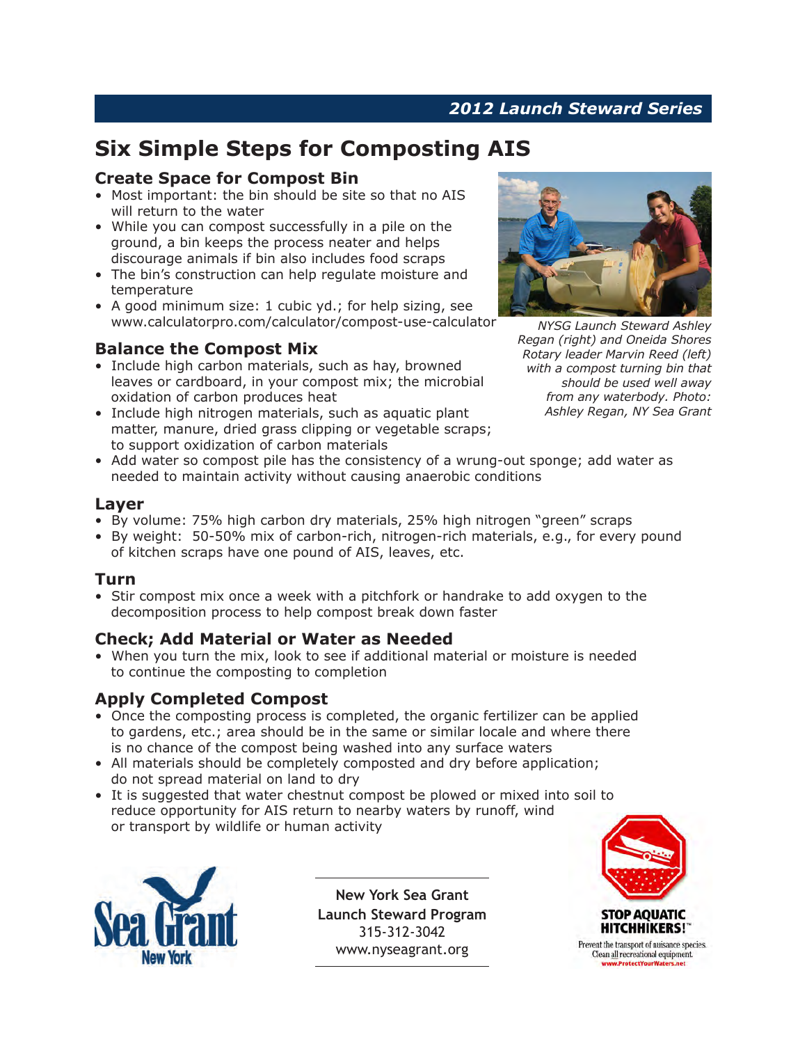# Six Simple Steps for Composting AIS

## Create Space for Compost Bin

- Most important: the bin should be site so that no AIS will return to the water
- While you can compost successfully in a pile on the ground, a bin keeps the process neater and helps discourage animals if bin also includes food scraps
- The bin's construction can help regulate moisture and temperature
- A good minimum size: 1 cubic yd.; for help sizing, see www.calculatorpro.com/calculator/compost-use-calculator

*NYSG Launch Steward Ashley Regan (right) and Oneida Shores Rotary leader Marvin Reed (left) with a compost turning bin that should be used well away from any waterbody. Photo: Ashley Regan, NY Sea Grant*

## Balance the Compost Mix

- Include high carbon materials, such as hay, browned leaves or cardboard, in your compost mix; the microbial oxidation of carbon produces heat
- Include high nitrogen materials, such as aquatic plant matter, manure, dried grass clipping or vegetable scraps; to support oxidization of carbon materials
- Add water so compost pile has the consistency of a wrung-out sponge; add water as needed to maintain activity without causing anaerobic conditions

## Layer

- By volume: 75% high carbon dry materials, 25% high nitrogen "green" scraps
- By weight: 50-50% mix of carbon-rich, nitrogen-rich materials, e.g., for every pound of kitchen scraps have one pound of AIS, leaves, etc.

## Turn

- Stir compost mix once a week with a pitchfork or handrake to add oxygen to the decomposition process to help compost break down faster

## Check; Add Material or Water as Needed

- When you turn the mix, look to see if additional material or moisture is needed to continue the composting to completion

## Apply Completed Compost

- Once the composting process is completed, the organic fertilizer can be applied to gardens, etc.; area should be in the same or similar locale and where there is no chance of the compost being washed into any surface waters
- All materials should be completely composted and dry before application; do not spread material on land to dry
- It is suggested that water chestnut compost be plowed or mixed into soil to reduce opportunity for AIS return to nearby waters by runoff, wind or transport by wildlife or human activity

New York Sea Grant
Launch Steward Program
315-312-3042
www.nyseagrant.org

STOP AQUATIC HITCHHIKERS!™
Prevent the transport of nuisance species. Clean all recreational equipment.
www.ProtectYourWaters.net